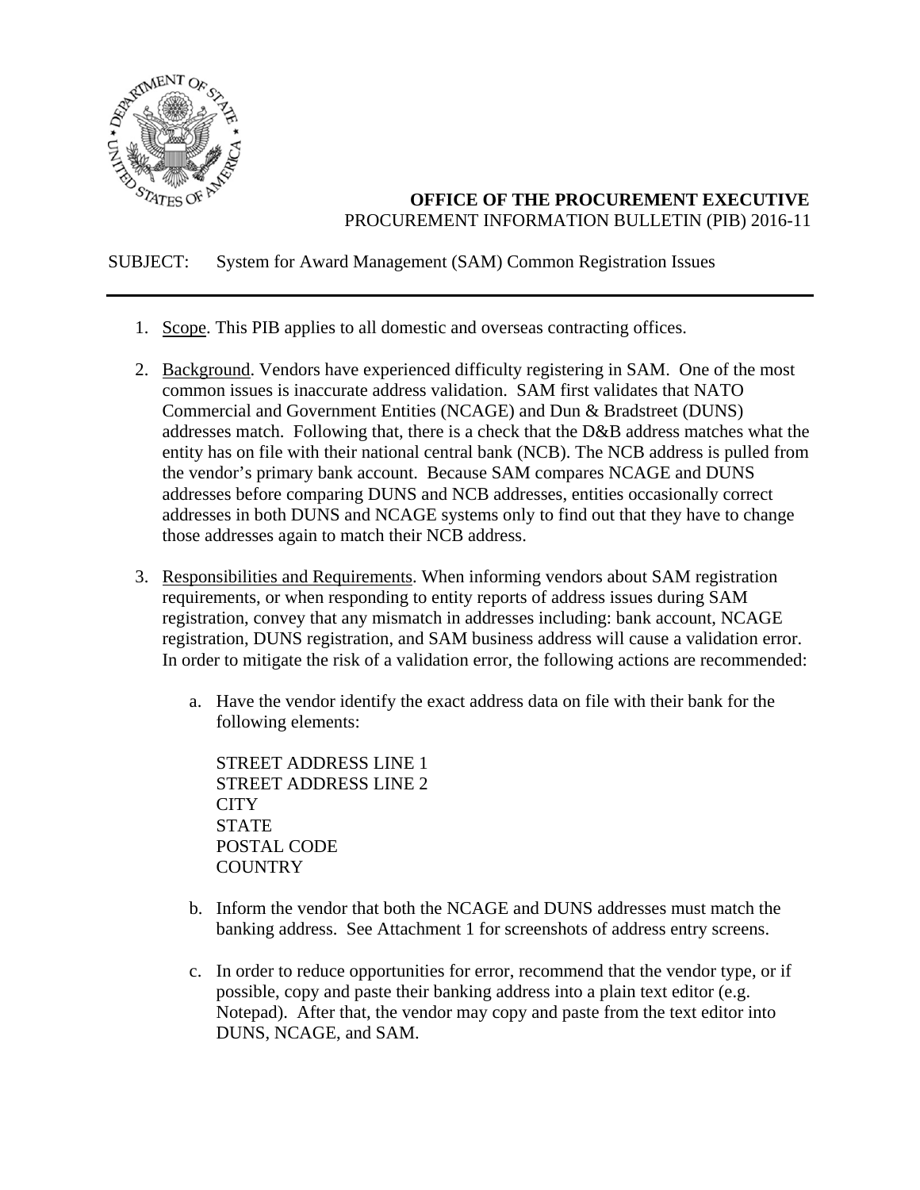**OFFICE OF THE PROCUREMENT EXECUTIVE**
PROCUREMENT INFORMATION BULLETIN (PIB) 2016-11

SUBJECT: System for Award Management (SAM) Common Registration Issues

---

1. Scope. This PIB applies to all domestic and overseas contracting offices.

2. Background. Vendors have experienced difficulty registering in SAM. One of the most common issues is inaccurate address validation. SAM first validates that NATO Commercial and Government Entities (NCAGE) and Dun & Bradstreet (DUNS) addresses match. Following that, there is a check that the D&B address matches what the entity has on file with their national central bank (NCB). The NCB address is pulled from the vendor's primary bank account. Because SAM compares NCAGE and DUNS addresses before comparing DUNS and NCB addresses, entities occasionally correct addresses in both DUNS and NCAGE systems only to find out that they have to change those addresses again to match their NCB address.

3. Responsibilities and Requirements. When informing vendors about SAM registration requirements, or when responding to entity reports of address issues during SAM registration, convey that any mismatch in addresses including: bank account, NCAGE registration, DUNS registration, and SAM business address will cause a validation error. In order to mitigate the risk of a validation error, the following actions are recommended:

   a. Have the vendor identify the exact address data on file with their bank for the following elements:

      STREET ADDRESS LINE 1
      STREET ADDRESS LINE 2
      CITY
      STATE
      POSTAL CODE
      COUNTRY

   b. Inform the vendor that both the NCAGE and DUNS addresses must match the banking address. See Attachment 1 for screenshots of address entry screens.

   c. In order to reduce opportunities for error, recommend that the vendor type, or if possible, copy and paste their banking address into a plain text editor (e.g. Notepad). After that, the vendor may copy and paste from the text editor into DUNS, NCAGE, and SAM.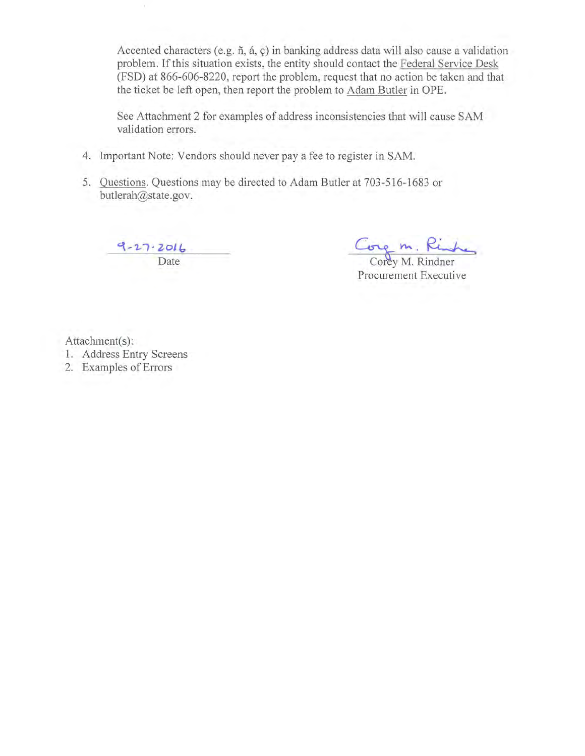Accented characters (e.g. ñ, á, ç) in banking address data will also cause a validation problem. If this situation exists, the entity should contact the Federal Service Desk (FSD) at 866-606-8220, report the problem, request that no action be taken and that the ticket be left open, then report the problem to Adam Butler in OPE.

See Attachment 2 for examples of address inconsistencies that will cause SAM validation errors.

4. Important Note: Vendors should never pay a fee to register in SAM.

5. Questions. Questions may be directed to Adam Butler at 703-516-1683 or butlerah@state.gov.

9-27-2016
Date

Corey M. Rindner
Procurement Executive

Attachment(s):

1. Address Entry Screens
2. Examples of Errors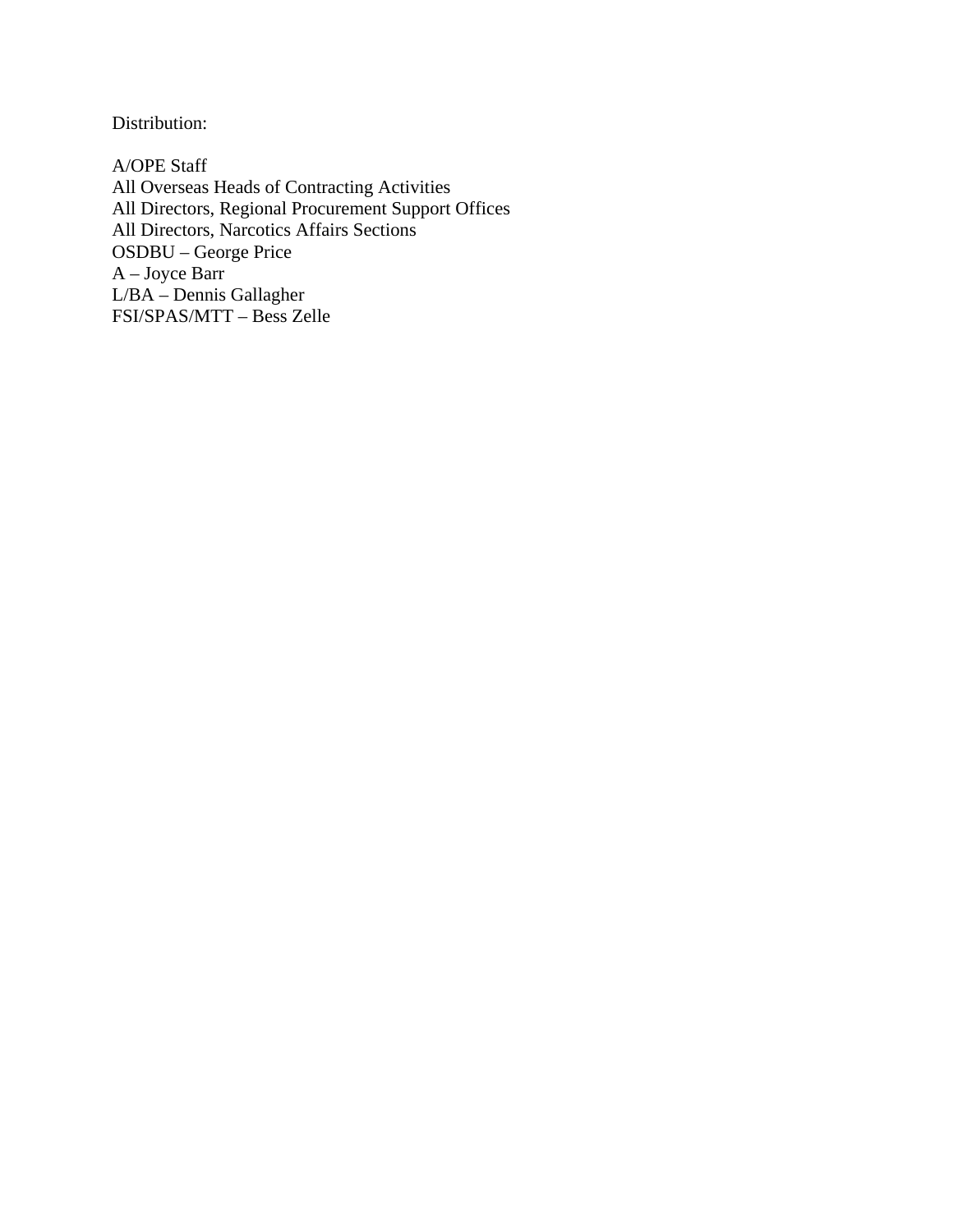Distribution:

A/OPE Staff
All Overseas Heads of Contracting Activities
All Directors, Regional Procurement Support Offices
All Directors, Narcotics Affairs Sections
OSDBU – George Price
A – Joyce Barr
L/BA – Dennis Gallagher
FSI/SPAS/MTT – Bess Zelle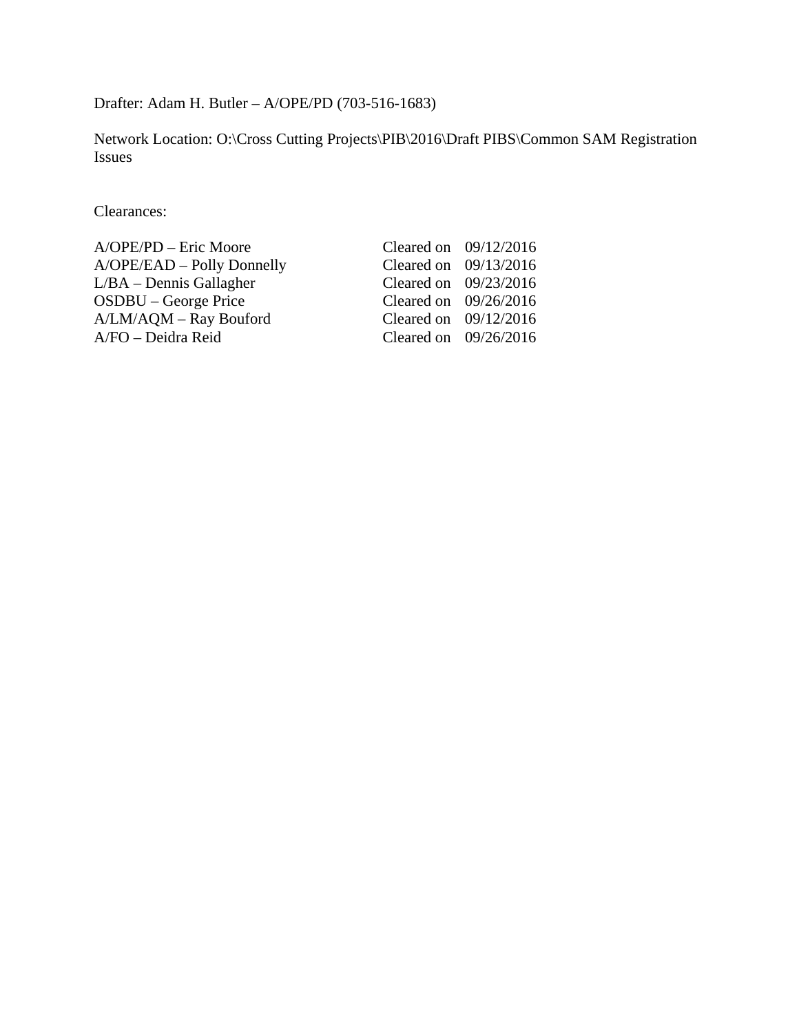Drafter: Adam H. Butler – A/OPE/PD (703-516-1683)

Network Location: O:\Cross Cutting Projects\PIB\2016\Draft PIBS\Common SAM Registration Issues

Clearances:

| | | |
|---|---|---|
| A/OPE/PD – Eric Moore | Cleared on | 09/12/2016 |
| A/OPE/EAD – Polly Donnelly | Cleared on | 09/13/2016 |
| L/BA – Dennis Gallagher | Cleared on | 09/23/2016 |
| OSDBU – George Price | Cleared on | 09/26/2016 |
| A/LM/AQM – Ray Bouford | Cleared on | 09/12/2016 |
| A/FO – Deidra Reid | Cleared on | 09/26/2016 |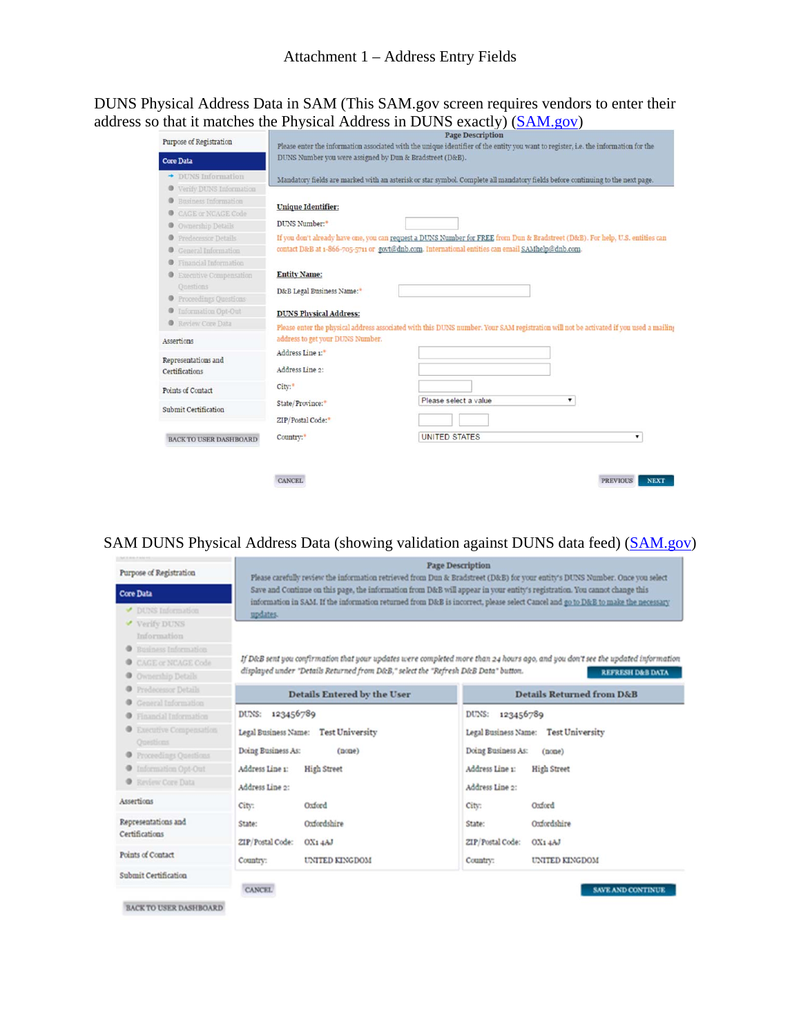# Attachment 1 – Address Entry Fields

DUNS Physical Address Data in SAM (This SAM.gov screen requires vendors to enter their address so that it matches the Physical Address in DUNS exactly) (SAM.gov)

Purpose of Registration

Core Data

- DUNS Information
- Verify DUNS Information
- Business Information
- CAGE or NCAGE Code
- Ownership Details
- Predecessor Details
- General Information
- Financial Information
- Executive Compensation Questions
- Proceedings Questions
- Information Opt-Out
- Review Core Data

Assertions

Representations and Certifications

Points of Contact

Submit Certification

BACK TO USER DASHBOARD

**Page Description**

Please enter the information associated with the unique identifier of the entity you want to register, i.e. the information for the DUNS Number you were assigned by Dun & Bradstreet (D&B).

Mandatory fields are marked with an asterisk or star symbol. Complete all mandatory fields before continuing to the next page.

**Unique Identifier:**

DUNS Number:*

If you don't already have one, you can request a DUNS Number for FREE from Dun & Bradstreet (D&B). For help, U.S. entities can contact D&B at 1-866-705-5711 or govt@dnb.com. International entities can email SAMhelp@dnb.com.

**Entity Name:**

D&B Legal Business Name:*

**DUNS Physical Address:**

Please enter the physical address associated with this DUNS number. Your SAM registration will not be activated if you used a mailing address to get your DUNS Number.

Address Line 1:*

Address Line 2:

City:*

State/Province:* Please select a value

ZIP/Postal Code:*

Country:* UNITED STATES

CANCEL PREVIOUS NEXT

SAM DUNS Physical Address Data (showing validation against DUNS data feed) (SAM.gov)

Purpose of Registration

Core Data

- DUNS Information
- Verify DUNS Information
- Business Information
- CAGE or NCAGE Code
- Ownership Details
- Predecessor Details
- General Information
- Financial Information
- Executive Compensation Questions
- Proceedings Questions
- Information Opt-Out
- Review Core Data

Assertions

Representations and Certifications

Points of Contact

Submit Certification

BACK TO USER DASHBOARD

**Page Description**

Please carefully review the information retrieved from Dun & Bradstreet (D&B) for your entity's DUNS Number. Once you select Save and Continue on this page, the information from D&B will appear in your entity's registration. You cannot change this information in SAM. If the information returned from D&B is incorrect, please select Cancel and go to D&B to make the necessary updates.

*If D&B sent you confirmation that your updates were completed more than 24 hours ago, and you don't see the updated information displayed under "Details Returned from D&B," select the "Refresh D&B Data" button.*

REFRESH D&B DATA

| Details Entered by the User | | Details Returned from D&B | |
|---|---|---|---|
| DUNS: | 123456789 | DUNS: | 123456789 |
| Legal Business Name: | Test University | Legal Business Name: | Test University |
| Doing Business As: | (none) | Doing Business As: | (none) |
| Address Line 1: | High Street | Address Line 1: | High Street |
| Address Line 2: | | Address Line 2: | |
| City: | Oxford | City: | Oxford |
| State: | Oxfordshire | State: | Oxfordshire |
| ZIP/Postal Code: | OX1 4AJ | ZIP/Postal Code: | OX1 4AJ |
| Country: | UNITED KINGDOM | Country: | UNITED KINGDOM |

CANCEL SAVE AND CONTINUE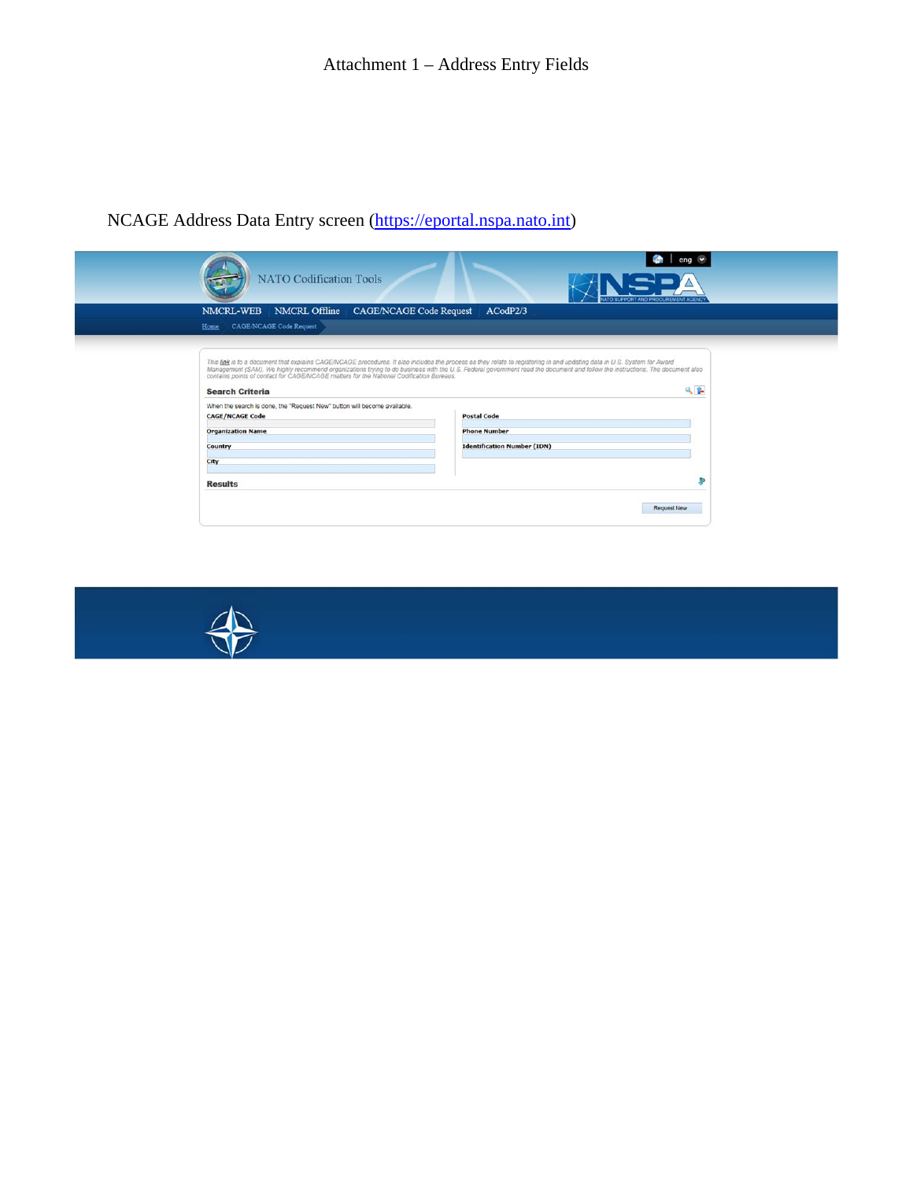# Attachment 1 – Address Entry Fields

NCAGE Address Data Entry screen ([https://eportal.nspa.nato.int](https://eportal.nspa.nato.int))

NATO Codification Tools

eng

NSPA NATO SUPPORT AND PROCUREMENT AGENCY

NMCRL-WEB | NMCRL Offline | CAGE/NCAGE Code Request | ACodP2/3

Home > CAGE/NCAGE Code Request

*This link is to a document that explains CAGE/NCAGE procedures. It also includes the process as they relate to registering in and updating data in U.S. System for Award Management (SAM). We highly recommend organizations trying to do business with the U.S. Federal government read the document and follow the instructions. The document also contains points of contact for CAGE/NCAGE matters for the National Codification Bureaus.*

**Search Criteria**

When the search is done, the "Request New" button will become available.

**CAGE/NCAGE Code**

**Organization Name**

**Country**

**City**

**Postal Code**

**Phone Number**

**Identification Number (IDN)**

**Results**

Request New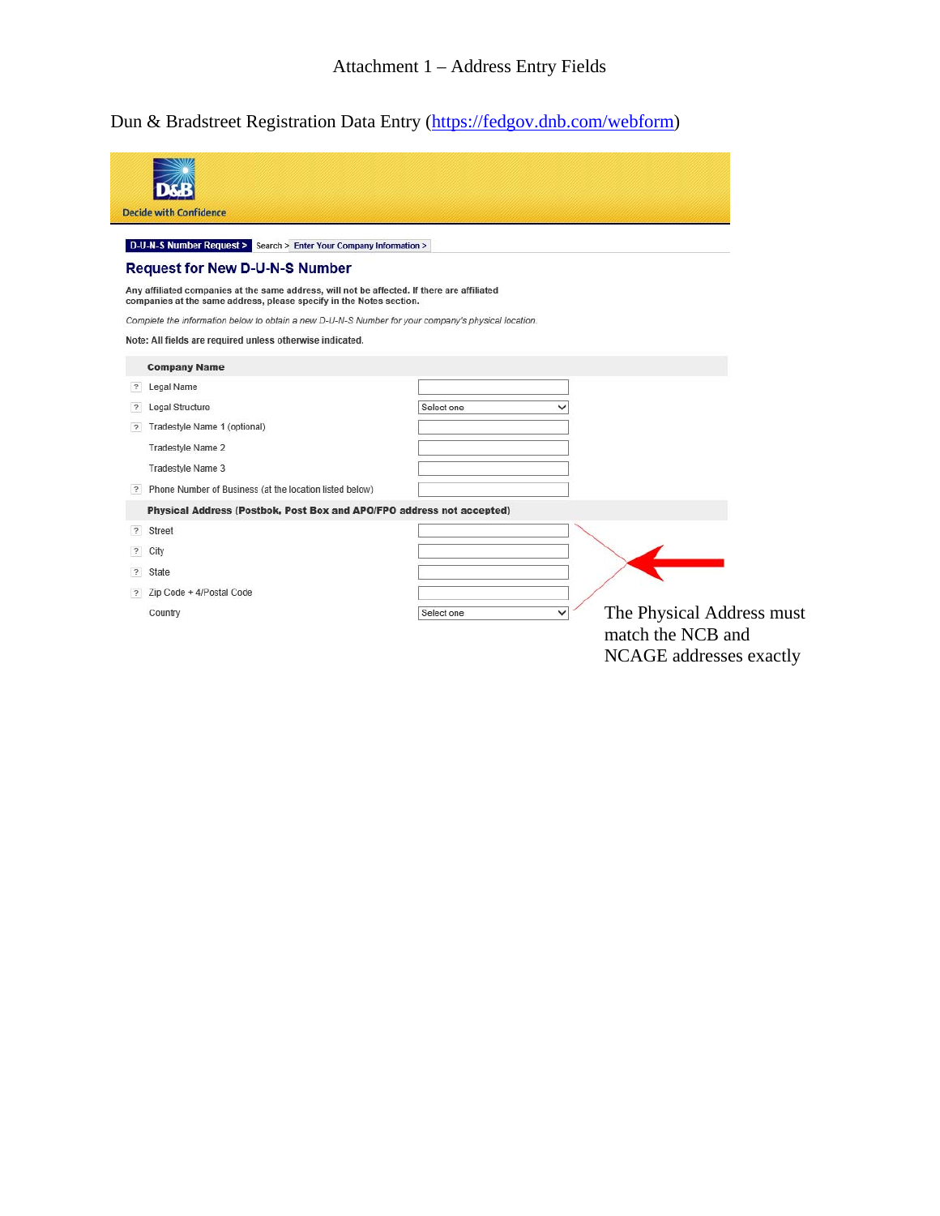# Attachment 1 – Address Entry Fields

Dun & Bradstreet Registration Data Entry (https://fedgov.dnb.com/webform)

D&B
Decide with Confidence

D-U-N-S Number Request > Search > Enter Your Company Information >

## Request for New D-U-N-S Number

**Any affiliated companies at the same address, will not be affected. If there are affiliated companies at the same address, please specify in the Notes section.**

*Complete the information below to obtain a new D-U-N-S Number for your company's physical location.*

**Note: All fields are required unless otherwise indicated.**

**Company Name**

- Legal Name
- Legal Structure — Select one
- Tradestyle Name 1 (optional)
- Tradestyle Name 2
- Tradestyle Name 3
- Phone Number of Business (at the location listed below)

**Physical Address (Postbok, Post Box and APO/FPO address not accepted)**

- Street
- City
- State
- Zip Code + 4/Postal Code
- Country — Select one

The Physical Address must match the NCB and NCAGE addresses exactly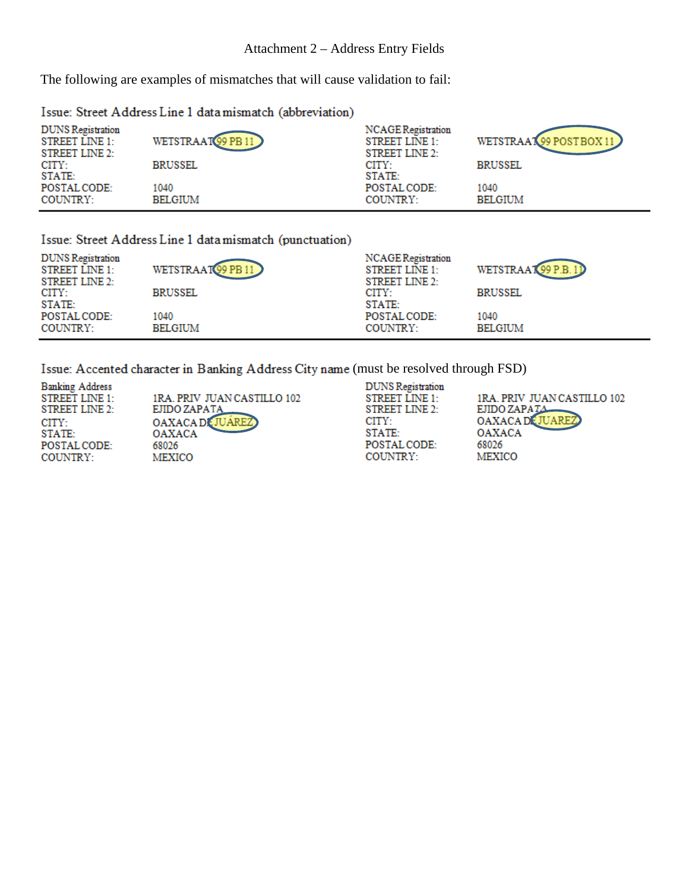Attachment 2 – Address Entry Fields

The following are examples of mismatches that will cause validation to fail:

Issue: Street Address Line 1 data mismatch (abbreviation)

| DUNS Registration | | NCAGE Registration | |
|---|---|---|---|
| STREET LINE 1: | WETSTRAAT 99 PB 11 | STREET LINE 1: | WETSTRAAT 99 POST BOX 11 |
| STREET LINE 2: | | STREET LINE 2: | |
| CITY: | BRUSSEL | CITY: | BRUSSEL |
| STATE: | | STATE: | |
| POSTAL CODE: | 1040 | POSTAL CODE: | 1040 |
| COUNTRY: | BELGIUM | COUNTRY: | BELGIUM |

Issue: Street Address Line 1 data mismatch (punctuation)

| DUNS Registration | | NCAGE Registration | |
|---|---|---|---|
| STREET LINE 1: | WETSTRAAT 99 PB 11 | STREET LINE 1: | WETSTRAAT 99 P.B. 11 |
| STREET LINE 2: | | STREET LINE 2: | |
| CITY: | BRUSSEL | CITY: | BRUSSEL |
| STATE: | | STATE: | |
| POSTAL CODE: | 1040 | POSTAL CODE: | 1040 |
| COUNTRY: | BELGIUM | COUNTRY: | BELGIUM |

Issue: Accented character in Banking Address City name (must be resolved through FSD)

| Banking Address | | DUNS Registration | |
|---|---|---|---|
| STREET LINE 1: | 1RA. PRIV JUAN CASTILLO 102 | STREET LINE 1: | 1RA. PRIV JUAN CASTILLO 102 |
| STREET LINE 2: | EJIDO ZAPATA | STREET LINE 2: | EJIDO ZAPATA |
| CITY: | OAXACA DE JUÁREZ | CITY: | OAXACA DE JUAREZ |
| STATE: | OAXACA | STATE: | OAXACA |
| POSTAL CODE: | 68026 | POSTAL CODE: | 68026 |
| COUNTRY: | MEXICO | COUNTRY: | MEXICO |